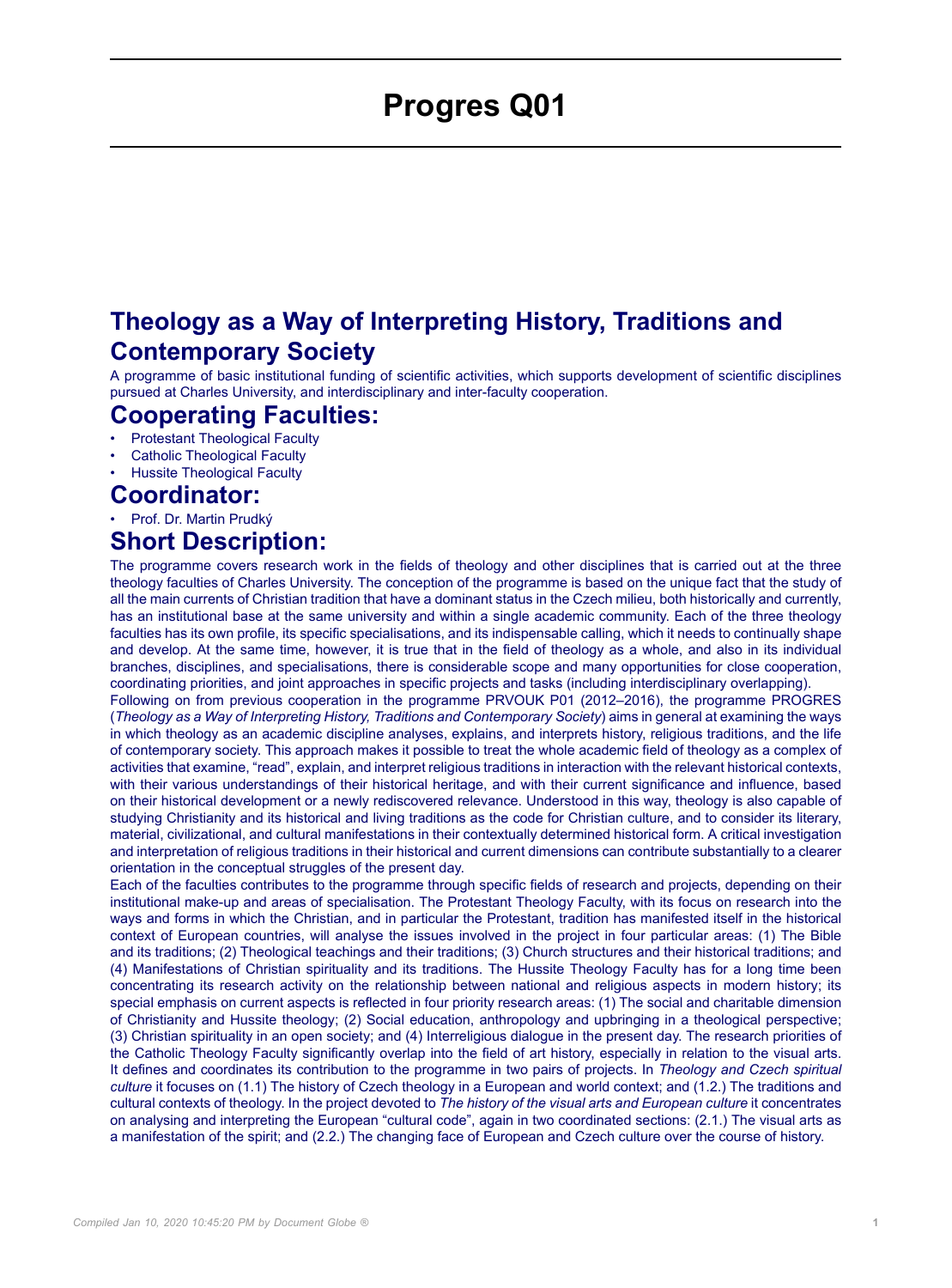# Progres Q01

## Theology as a Way of Interpreting History, Traditions and Contemporary Society

A programme of basic institutional funding of scientific activities, which supports development of scientific disciplines pursued at Charles University, and interdisciplinary and inter-faculty cooperation.

## Cooperating Faculties:

- Protestant Theological Faculty
- Catholic Theological Faculty
- Hussite Theological Faculty

## Coordinator:

- Prof. Dr. Martin Prudký

## Short Description:

The programme covers research work in the fields of theology and other disciplines that is carried out at the three theology faculties of Charles University. The conception of the programme is based on the unique fact that the study of all the main currents of Christian tradition that have a dominant status in the Czech milieu, both historically and currently, has an institutional base at the same university and within a single academic community. Each of the three theology faculties has its own profile, its specific specialisations, and its indispensable calling, which it needs to continually shape and develop. At the same time, however, it is true that in the field of theology as a whole, and also in its individual branches, disciplines, and specialisations, there is considerable scope and many opportunities for close cooperation, coordinating priorities, and joint approaches in specific projects and tasks (including interdisciplinary overlapping).

Following on from previous cooperation in the programme PRVOUK P01 (2012–2016), the programme PROGRES (*Theology as a Way of Interpreting History, Traditions and Contemporary Society*) aims in general at examining the ways in which theology as an academic discipline analyses, explains, and interprets history, religious traditions, and the life of contemporary society. This approach makes it possible to treat the whole academic field of theology as a complex of activities that examine, "read", explain, and interpret religious traditions in interaction with the relevant historical contexts, with their various understandings of their historical heritage, and with their current significance and influence, based on their historical development or a newly rediscovered relevance. Understood in this way, theology is also capable of studying Christianity and its historical and living traditions as the code for Christian culture, and to consider its literary, material, civilizational, and cultural manifestations in their contextually determined historical form. A critical investigation and interpretation of religious traditions in their historical and current dimensions can contribute substantially to a clearer orientation in the conceptual struggles of the present day.

Each of the faculties contributes to the programme through specific fields of research and projects, depending on their institutional make-up and areas of specialisation. The Protestant Theology Faculty, with its focus on research into the ways and forms in which the Christian, and in particular the Protestant, tradition has manifested itself in the historical context of European countries, will analyse the issues involved in the project in four particular areas: (1) The Bible and its traditions; (2) Theological teachings and their traditions; (3) Church structures and their historical traditions; and (4) Manifestations of Christian spirituality and its traditions. The Hussite Theology Faculty has for a long time been concentrating its research activity on the relationship between national and religious aspects in modern history; its special emphasis on current aspects is reflected in four priority research areas: (1) The social and charitable dimension of Christianity and Hussite theology; (2) Social education, anthropology and upbringing in a theological perspective; (3) Christian spirituality in an open society; and (4) Interreligious dialogue in the present day. The research priorities of the Catholic Theology Faculty significantly overlap into the field of art history, especially in relation to the visual arts. It defines and coordinates its contribution to the programme in two pairs of projects. In *Theology and Czech spiritual culture* it focuses on (1.1) The history of Czech theology in a European and world context; and (1.2.) The traditions and cultural contexts of theology. In the project devoted to *The history of the visual arts and European culture* it concentrates on analysing and interpreting the European "cultural code", again in two coordinated sections: (2.1.) The visual arts as a manifestation of the spirit; and (2.2.) The changing face of European and Czech culture over the course of history.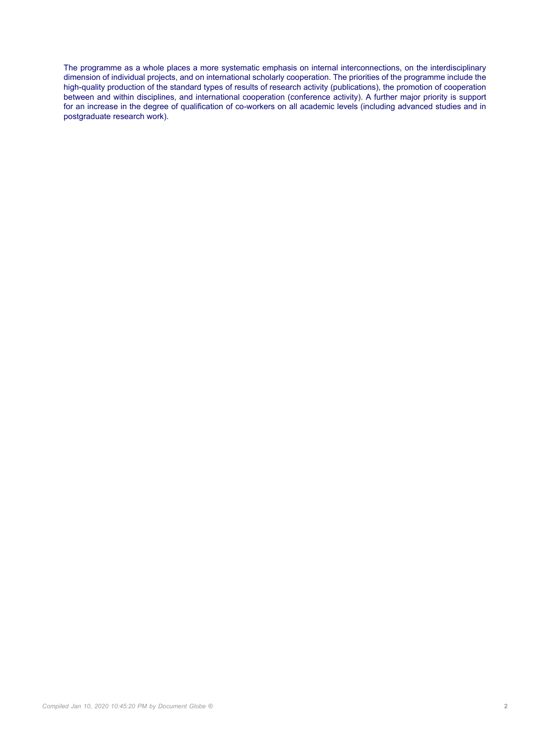The programme as a whole places a more systematic emphasis on internal interconnections, on the interdisciplinary dimension of individual projects, and on international scholarly cooperation. The priorities of the programme include the high-quality production of the standard types of results of research activity (publications), the promotion of cooperation between and within disciplines, and international cooperation (conference activity). A further major priority is support for an increase in the degree of qualification of co-workers on all academic levels (including advanced studies and in postgraduate research work).